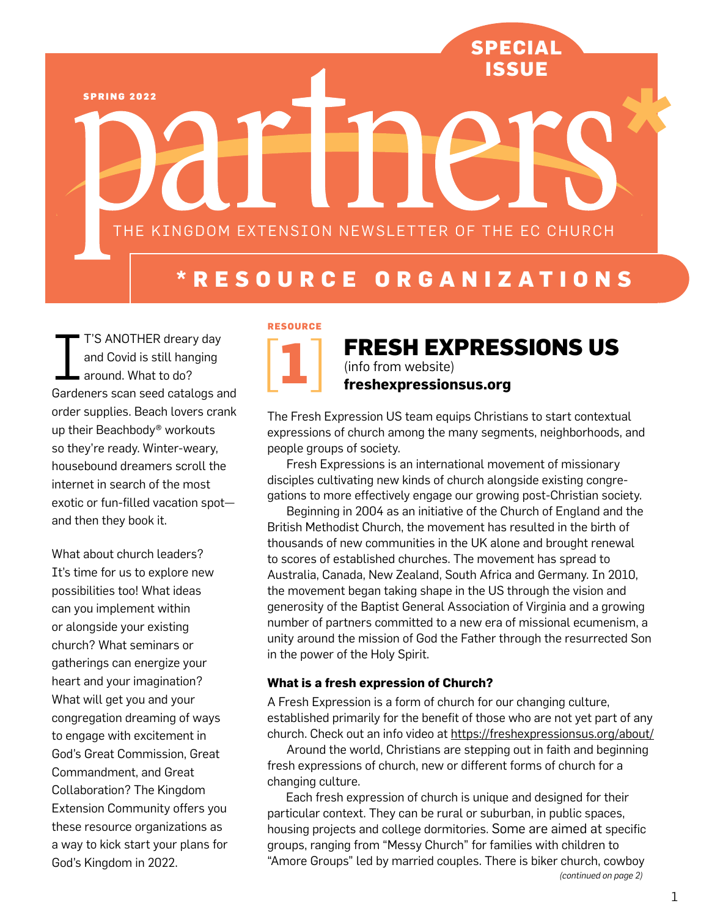SPECIAL ISSUE

SPRING 2022

# partners*

THE KINGDOM EXTENSION NEWSLETTER OF THE EC CHURCH

## *RESOURCE ORGANIZATIONS

IT'S ANOTHER dreary day and Covid is still hanging around. What to do? Gardeners scan seed catalogs and order supplies. Beach lovers crank up their Beachbody® workouts so they're ready. Winter-weary, housebound dreamers scroll the internet in search of the most exotic or fun-filled vacation spot—and then they book it.

What about church leaders? It's time for us to explore new possibilities too! What ideas can you implement within or alongside your existing church? What seminars or gatherings can energize your heart and your imagination? What will get you and your congregation dreaming of ways to engage with excitement in God's Great Commission, Great Commandment, and Great Collaboration? The Kingdom Extension Community offers you these resource organizations as a way to kick start your plans for God's Kingdom in 2022.

RESOURCE [1]

## FRESH EXPRESSIONS US

(info from website)
**freshexpressionsus.org**

The Fresh Expression US team equips Christians to start contextual expressions of church among the many segments, neighborhoods, and people groups of society.

Fresh Expressions is an international movement of missionary disciples cultivating new kinds of church alongside existing congregations to more effectively engage our growing post-Christian society.

Beginning in 2004 as an initiative of the Church of England and the British Methodist Church, the movement has resulted in the birth of thousands of new communities in the UK alone and brought renewal to scores of established churches. The movement has spread to Australia, Canada, New Zealand, South Africa and Germany. In 2010, the movement began taking shape in the US through the vision and generosity of the Baptist General Association of Virginia and a growing number of partners committed to a new era of missional ecumenism, a unity around the mission of God the Father through the resurrected Son in the power of the Holy Spirit.

### What is a fresh expression of Church?

A Fresh Expression is a form of church for our changing culture, established primarily for the benefit of those who are not yet part of any church. Check out an info video at https://freshexpressionsus.org/about/

Around the world, Christians are stepping out in faith and beginning fresh expressions of church, new or different forms of church for a changing culture.

Each fresh expression of church is unique and designed for their particular context. They can be rural or suburban, in public spaces, housing projects and college dormitories. Some are aimed at specific groups, ranging from "Messy Church" for families with children to "Amore Groups" led by married couples. There is biker church, cowboy

*(continued on page 2)*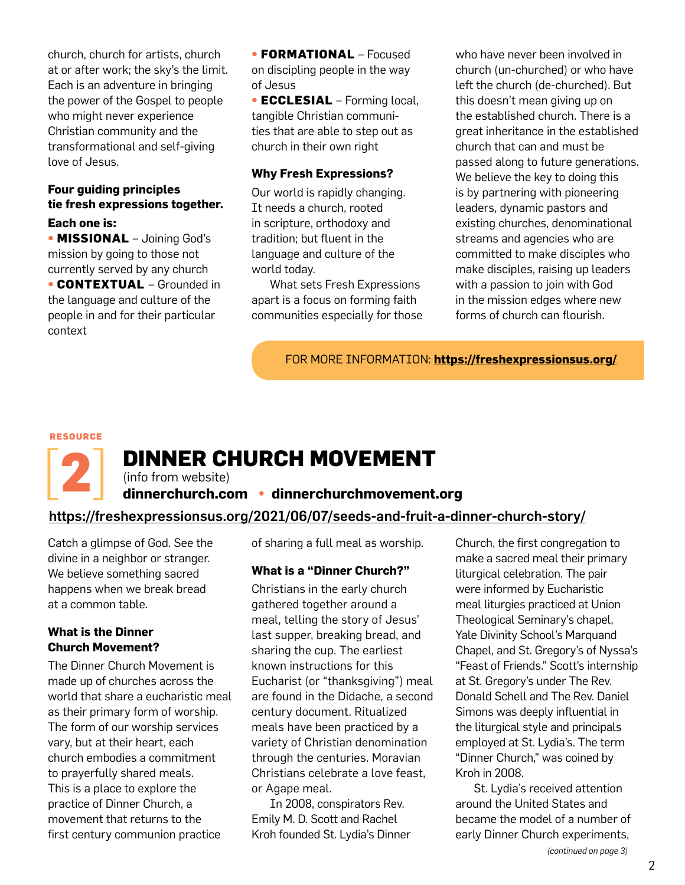church, church for artists, church at or after work; the sky's the limit. Each is an adventure in bringing the power of the Gospel to people who might never experience Christian community and the transformational and self-giving love of Jesus.

**Four guiding principles tie fresh expressions together. Each one is:**

- **MISSIONAL** – Joining God's mission by going to those not currently served by any church
- **CONTEXTUAL** – Grounded in the language and culture of the people in and for their particular context
- **FORMATIONAL** – Focused on discipling people in the way of Jesus
- **ECCLESIAL** – Forming local, tangible Christian communities that are able to step out as church in their own right

**Why Fresh Expressions?**

Our world is rapidly changing. It needs a church, rooted in scripture, orthodoxy and tradition; but fluent in the language and culture of the world today.

What sets Fresh Expressions apart is a focus on forming faith communities especially for those who have never been involved in church (un-churched) or who have left the church (de-churched). But this doesn't mean giving up on the established church. There is a great inheritance in the established church that can and must be passed along to future generations. We believe the key to doing this is by partnering with pioneering leaders, dynamic pastors and existing churches, denominational streams and agencies who are committed to make disciples who make disciples, raising up leaders with a passion to join with God in the mission edges where new forms of church can flourish.

FOR MORE INFORMATION: **https://freshexpressionsus.org/**

RESOURCE [2]

# DINNER CHURCH MOVEMENT

(info from website)

**dinnerchurch.com • dinnerchurchmovement.org**

**https://freshexpressionsus.org/2021/06/07/seeds-and-fruit-a-dinner-church-story/**

Catch a glimpse of God. See the divine in a neighbor or stranger. We believe something sacred happens when we break bread at a common table.

**What is the Dinner Church Movement?**

The Dinner Church Movement is made up of churches across the world that share a eucharistic meal as their primary form of worship. The form of our worship services vary, but at their heart, each church embodies a commitment to prayerfully shared meals. This is a place to explore the practice of Dinner Church, a movement that returns to the first century communion practice of sharing a full meal as worship.

**What is a "Dinner Church?"**

Christians in the early church gathered together around a meal, telling the story of Jesus' last supper, breaking bread, and sharing the cup. The earliest known instructions for this Eucharist (or "thanksgiving") meal are found in the Didache, a second century document. Ritualized meals have been practiced by a variety of Christian denomination through the centuries. Moravian Christians celebrate a love feast, or Agape meal.

In 2008, conspirators Rev. Emily M. D. Scott and Rachel Kroh founded St. Lydia's Dinner Church, the first congregation to make a sacred meal their primary liturgical celebration. The pair were informed by Eucharistic meal liturgies practiced at Union Theological Seminary's chapel, Yale Divinity School's Marquand Chapel, and St. Gregory's of Nyssa's "Feast of Friends." Scott's internship at St. Gregory's under The Rev. Donald Schell and The Rev. Daniel Simons was deeply influential in the liturgical style and principals employed at St. Lydia's. The term "Dinner Church," was coined by Kroh in 2008.

St. Lydia's received attention around the United States and became the model of a number of early Dinner Church experiments,

*(continued on page 3)*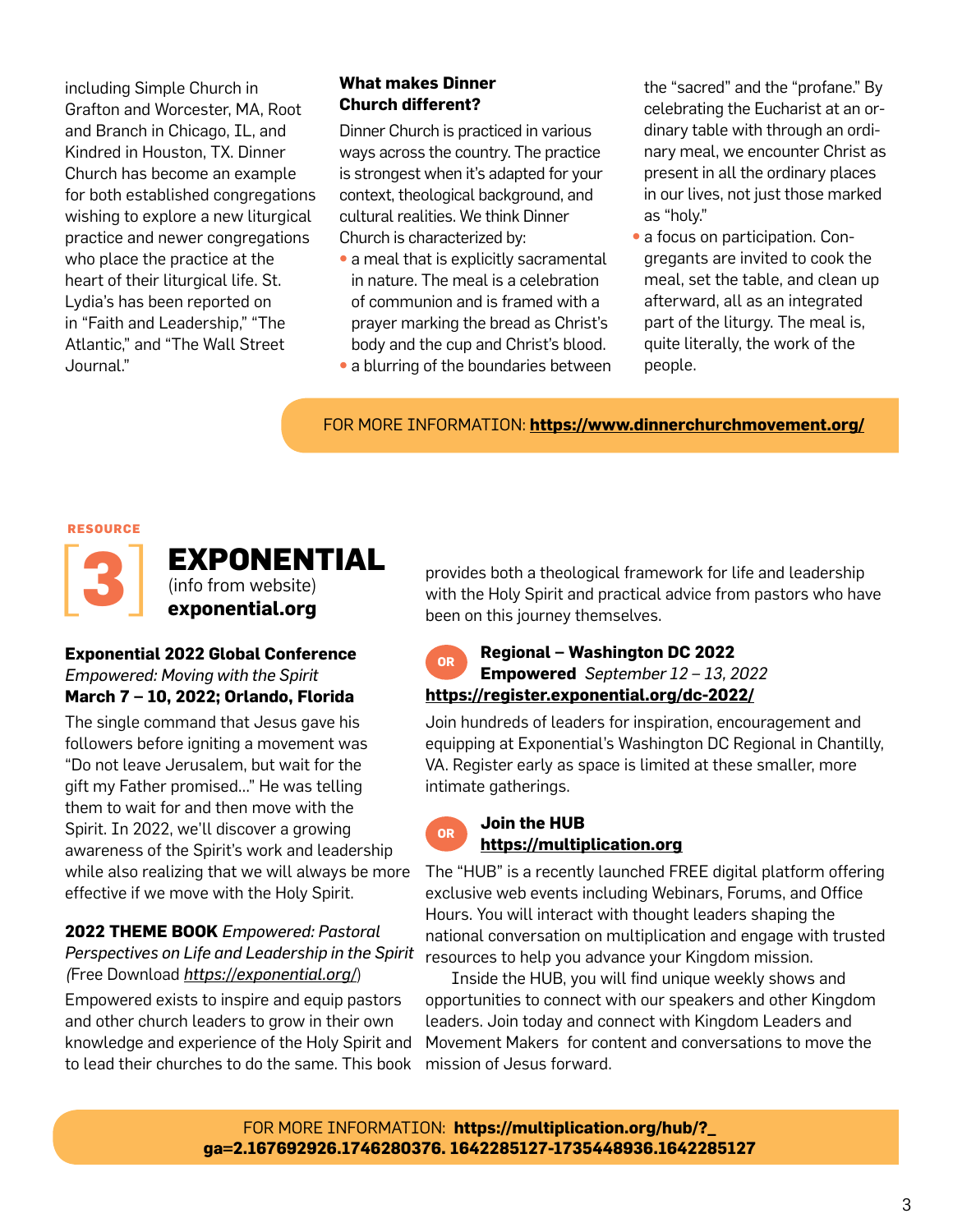including Simple Church in Grafton and Worcester, MA, Root and Branch in Chicago, IL, and Kindred in Houston, TX. Dinner Church has become an example for both established congregations wishing to explore a new liturgical practice and newer congregations who place the practice at the heart of their liturgical life. St. Lydia's has been reported on in "Faith and Leadership," "The Atlantic," and "The Wall Street Journal."

**What makes Dinner Church different?**

Dinner Church is practiced in various ways across the country. The practice is strongest when it's adapted for your context, theological background, and cultural realities. We think Dinner Church is characterized by:

- a meal that is explicitly sacramental in nature. The meal is a celebration of communion and is framed with a prayer marking the bread as Christ's body and the cup and Christ's blood.
- a blurring of the boundaries between the "sacred" and the "profane." By celebrating the Eucharist at an ordinary table with through an ordinary meal, we encounter Christ as present in all the ordinary places in our lives, not just those marked as "holy."
- a focus on participation. Congregants are invited to cook the meal, set the table, and clean up afterward, all as an integrated part of the liturgy. The meal is, quite literally, the work of the people.

FOR MORE INFORMATION: **https://www.dinnerchurchmovement.org/**

RESOURCE

# 3 EXPONENTIAL

(info from website)
**exponential.org**

**Exponential 2022 Global Conference**
*Empowered: Moving with the Spirit*
**March 7 – 10, 2022; Orlando, Florida**

The single command that Jesus gave his followers before igniting a movement was "Do not leave Jerusalem, but wait for the gift my Father promised..." He was telling them to wait for and then move with the Spirit. In 2022, we'll discover a growing awareness of the Spirit's work and leadership while also realizing that we will always be more effective if we move with the Holy Spirit.

**2022 THEME BOOK** *Empowered: Pastoral Perspectives on Life and Leadership in the Spirit (*Free Download *https://exponential.org/*)

Empowered exists to inspire and equip pastors and other church leaders to grow in their own knowledge and experience of the Holy Spirit and to lead their churches to do the same. This book provides both a theological framework for life and leadership with the Holy Spirit and practical advice from pastors who have been on this journey themselves.

OR

**Regional – Washington DC 2022**
**Empowered** *September 12 – 13, 2022*
**https://register.exponential.org/dc-2022/**

Join hundreds of leaders for inspiration, encouragement and equipping at Exponential's Washington DC Regional in Chantilly, VA. Register early as space is limited at these smaller, more intimate gatherings.

OR

**Join the HUB**
**https://multiplication.org**

The "HUB" is a recently launched FREE digital platform offering exclusive web events including Webinars, Forums, and Office Hours. You will interact with thought leaders shaping the national conversation on multiplication and engage with trusted resources to help you advance your Kingdom mission.

Inside the HUB, you will find unique weekly shows and opportunities to connect with our speakers and other Kingdom leaders. Join today and connect with Kingdom Leaders and Movement Makers for content and conversations to move the mission of Jesus forward.

FOR MORE INFORMATION: **https://multiplication.org/hub/?_ga=2.167692926.1746280376. 1642285127-1735448936.1642285127**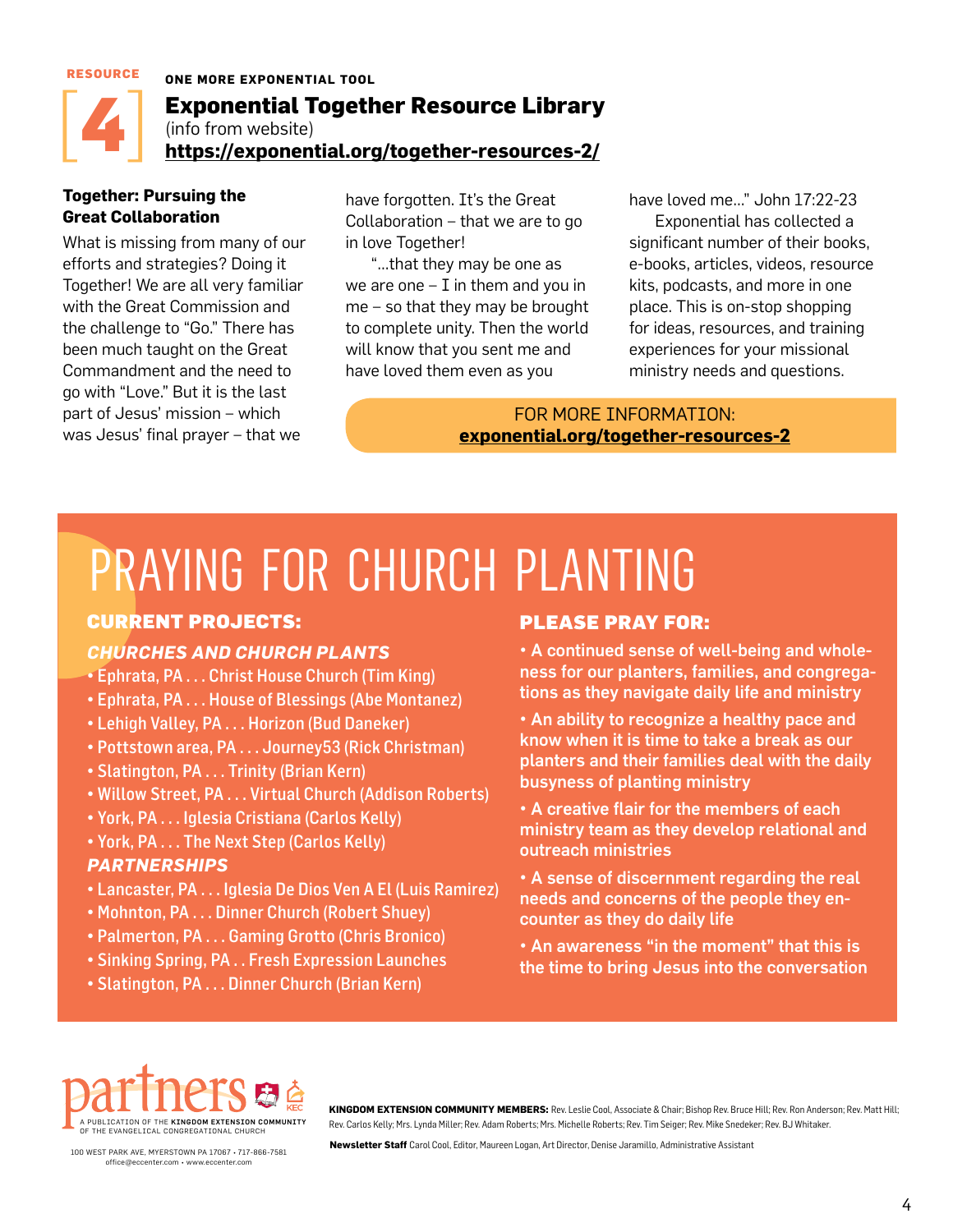RESOURCE

[4]

**ONE MORE EXPONENTIAL TOOL**

## Exponential Together Resource Library

(info from website)

**https://exponential.org/together-resources-2/**

**Together: Pursuing the Great Collaboration**

What is missing from many of our efforts and strategies? Doing it Together! We are all very familiar with the Great Commission and the challenge to "Go." There has been much taught on the Great Commandment and the need to go with "Love." But it is the last part of Jesus' mission – which was Jesus' final prayer – that we have forgotten. It's the Great Collaboration – that we are to go in love Together!

"…that they may be one as we are one – I in them and you in me – so that they may be brought to complete unity. Then the world will know that you sent me and have loved them even as you have loved me…" John 17:22-23

Exponential has collected a significant number of their books, e-books, articles, videos, resource kits, podcasts, and more in one place. This is on-stop shopping for ideas, resources, and training experiences for your missional ministry needs and questions.

FOR MORE INFORMATION:
**exponential.org/together-resources-2**

# PRAYING FOR CHURCH PLANTING

## CURRENT PROJECTS:

### *CHURCHES AND CHURCH PLANTS*

- Ephrata, PA . . . Christ House Church (Tim King)
- Ephrata, PA . . . House of Blessings (Abe Montanez)
- Lehigh Valley, PA . . . Horizon (Bud Daneker)
- Pottstown area, PA . . . Journey53 (Rick Christman)
- Slatington, PA . . . Trinity (Brian Kern)
- Willow Street, PA . . . Virtual Church (Addison Roberts)
- York, PA . . . Iglesia Cristiana (Carlos Kelly)
- York, PA . . . The Next Step (Carlos Kelly)

### *PARTNERSHIPS*

- Lancaster, PA . . . Iglesia De Dios Ven A El (Luis Ramirez)
- Mohnton, PA . . . Dinner Church (Robert Shuey)
- Palmerton, PA . . . Gaming Grotto (Chris Bronico)
- Sinking Spring, PA . . Fresh Expression Launches
- Slatington, PA . . . Dinner Church (Brian Kern)

## PLEASE PRAY FOR:

- A continued sense of well-being and wholeness for our planters, families, and congregations as they navigate daily life and ministry
- An ability to recognize a healthy pace and know when it is time to take a break as our planters and their families deal with the daily busyness of planting ministry
- A creative flair for the members of each ministry team as they develop relational and outreach ministries
- A sense of discernment regarding the real needs and concerns of the people they encounter as they do daily life
- An awareness "in the moment" that this is the time to bring Jesus into the conversation

partners

A PUBLICATION OF THE KINGDOM EXTENSION COMMUNITY OF THE EVANGELICAL CONGREGATIONAL CHURCH

100 WEST PARK AVE, MYERSTOWN PA 17067 • 717-866-7581
office@eccenter.com • www.eccenter.com

**KINGDOM EXTENSION COMMUNITY MEMBERS:** Rev. Leslie Cool, Associate & Chair; Bishop Rev. Bruce Hill; Rev. Ron Anderson; Rev. Matt Hill; Rev. Carlos Kelly; Mrs. Lynda Miller; Rev. Adam Roberts; Mrs. Michelle Roberts; Rev. Tim Seiger; Rev. Mike Snedeker; Rev. BJ Whitaker.

**Newsletter Staff** Carol Cool, Editor, Maureen Logan, Art Director, Denise Jaramillo, Administrative Assistant